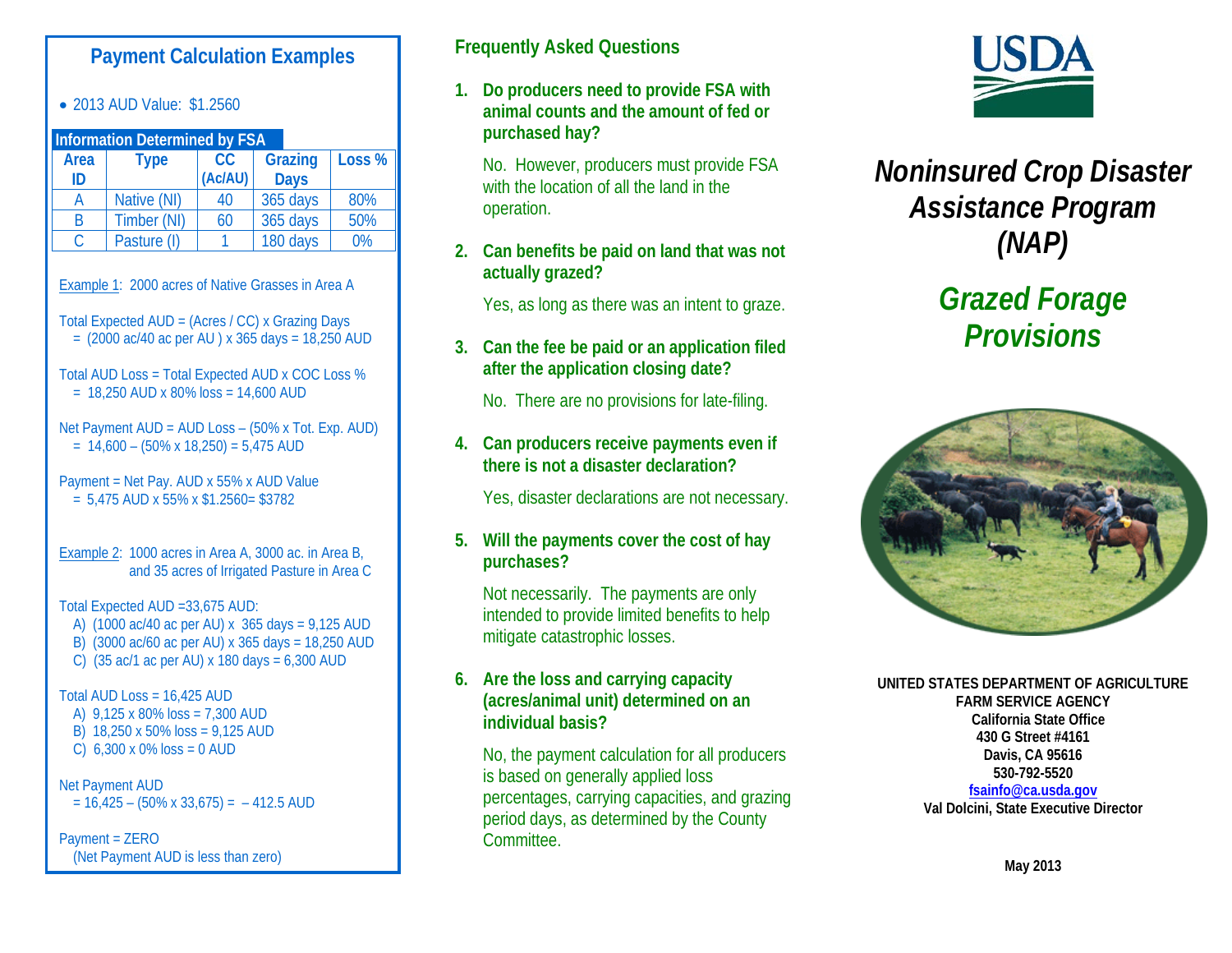## Payment Calculation Examples

- 2013 AUD Value: $1.2560

**Information Determined by FSA**

| Area ID | Type | CC (Ac/AU) | Grazing Days | Loss % |
|---|---|---|---|---|
| A | Native (NI) | 40 | 365 days | 80% |
| B | Timber (NI) | 60 | 365 days | 50% |
| C | Pasture (I) | 1 | 180 days | 0% |

Example 1: 2000 acres of Native Grasses in Area A

Total Expected AUD = (Acres / CC) x Grazing Days
= (2000 ac/40 ac per AU ) x 365 days = 18,250 AUD

Total AUD Loss = Total Expected AUD x COC Loss %
= 18,250 AUD x 80% loss = 14,600 AUD

Net Payment AUD = AUD Loss – (50% x Tot. Exp. AUD)
= 14,600 – (50% x 18,250) = 5,475 AUD

Payment = Net Pay. AUD x 55% x AUD Value
= 5,475 AUD x 55% x $1.2560= $3782

Example 2: 1000 acres in Area A, 3000 ac. in Area B, and 35 acres of Irrigated Pasture in Area C

Total Expected AUD =33,675 AUD:
A) (1000 ac/40 ac per AU) x 365 days = 9,125 AUD
B) (3000 ac/60 ac per AU) x 365 days = 18,250 AUD
C) (35 ac/1 ac per AU) x 180 days = 6,300 AUD

Total AUD Loss = 16,425 AUD
A) 9,125 x 80% loss = 7,300 AUD
B) 18,250 x 50% loss = 9,125 AUD
C) 6,300 x 0% loss = 0 AUD

Net Payment AUD
= 16,425 – (50% x 33,675) = – 412.5 AUD

Payment = ZERO
(Net Payment AUD is less than zero)

## Frequently Asked Questions

1. **Do producers need to provide FSA with animal counts and the amount of fed or purchased hay?**

   No. However, producers must provide FSA with the location of all the land in the operation.

2. **Can benefits be paid on land that was not actually grazed?**

   Yes, as long as there was an intent to graze.

3. **Can the fee be paid or an application filed after the application closing date?**

   No. There are no provisions for late-filing.

4. **Can producers receive payments even if there is not a disaster declaration?**

   Yes, disaster declarations are not necessary.

5. **Will the payments cover the cost of hay purchases?**

   Not necessarily. The payments are only intended to provide limited benefits to help mitigate catastrophic losses.

6. **Are the loss and carrying capacity (acres/animal unit) determined on an individual basis?**

   No, the payment calculation for all producers is based on generally applied loss percentages, carrying capacities, and grazing period days, as determined by the County Committee.

USDA

# *Noninsured Crop Disaster Assistance Program (NAP)*

## *Grazed Forage Provisions*

**UNITED STATES DEPARTMENT OF AGRICULTURE**
**FARM SERVICE AGENCY**
**California State Office**
**430 G Street #4161**
**Davis, CA 95616**
**530-792-5520**
**fsainfo@ca.usda.gov**
**Val Dolcini, State Executive Director**

**May 2013**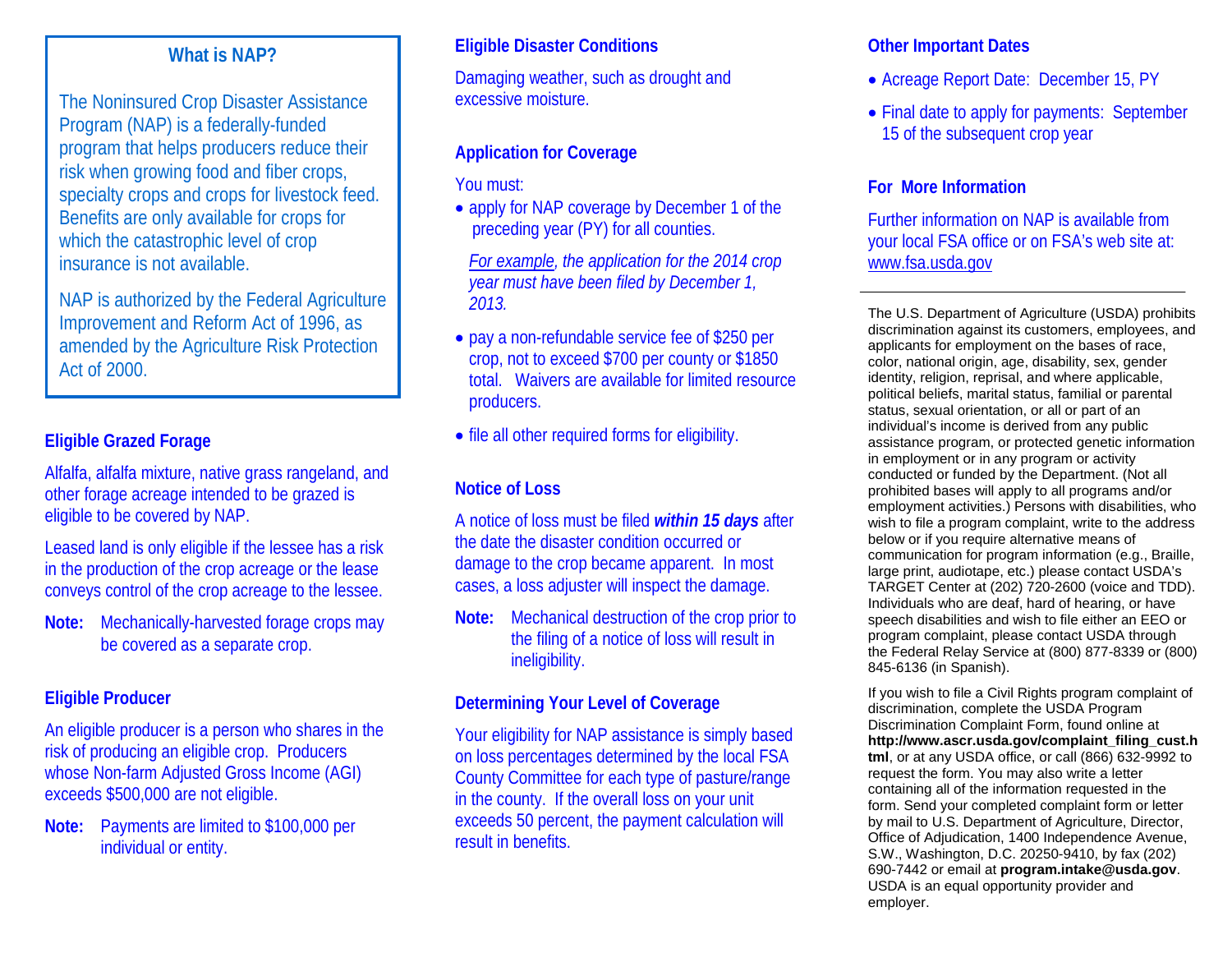## What is NAP?

The Noninsured Crop Disaster Assistance Program (NAP) is a federally-funded program that helps producers reduce their risk when growing food and fiber crops, specialty crops and crops for livestock feed. Benefits are only available for crops for which the catastrophic level of crop insurance is not available.

NAP is authorized by the Federal Agriculture Improvement and Reform Act of 1996, as amended by the Agriculture Risk Protection Act of 2000.

## Eligible Grazed Forage

Alfalfa, alfalfa mixture, native grass rangeland, and other forage acreage intended to be grazed is eligible to be covered by NAP.

Leased land is only eligible if the lessee has a risk in the production of the crop acreage or the lease conveys control of the crop acreage to the lessee.

**Note:** Mechanically-harvested forage crops may be covered as a separate crop.

## Eligible Producer

An eligible producer is a person who shares in the risk of producing an eligible crop. Producers whose Non-farm Adjusted Gross Income (AGI) exceeds $500,000 are not eligible.

**Note:** Payments are limited to $100,000 per individual or entity.

## Eligible Disaster Conditions

Damaging weather, such as drought and excessive moisture.

## Application for Coverage

You must:

- apply for NAP coverage by December 1 of the preceding year (PY) for all counties.

  *For example, the application for the 2014 crop year must have been filed by December 1, 2013.*

- pay a non-refundable service fee of $250 per crop, not to exceed $700 per county or $1850 total. Waivers are available for limited resource producers.
- file all other required forms for eligibility.

## Notice of Loss

A notice of loss must be filed ***within 15 days*** after the date the disaster condition occurred or damage to the crop became apparent. In most cases, a loss adjuster will inspect the damage.

**Note:** Mechanical destruction of the crop prior to the filing of a notice of loss will result in ineligibility.

## Determining Your Level of Coverage

Your eligibility for NAP assistance is simply based on loss percentages determined by the local FSA County Committee for each type of pasture/range in the county. If the overall loss on your unit exceeds 50 percent, the payment calculation will result in benefits.

## Other Important Dates

- Acreage Report Date: December 15, PY
- Final date to apply for payments: September 15 of the subsequent crop year

## For More Information

Further information on NAP is available from your local FSA office or on FSA's web site at: www.fsa.usda.gov

---

The U.S. Department of Agriculture (USDA) prohibits discrimination against its customers, employees, and applicants for employment on the bases of race, color, national origin, age, disability, sex, gender identity, religion, reprisal, and where applicable, political beliefs, marital status, familial or parental status, sexual orientation, or all or part of an individual's income is derived from any public assistance program, or protected genetic information in employment or in any program or activity conducted or funded by the Department. (Not all prohibited bases will apply to all programs and/or employment activities.) Persons with disabilities, who wish to file a program complaint, write to the address below or if you require alternative means of communication for program information (e.g., Braille, large print, audiotape, etc.) please contact USDA's TARGET Center at (202) 720-2600 (voice and TDD). Individuals who are deaf, hard of hearing, or have speech disabilities and wish to file either an EEO or program complaint, please contact USDA through the Federal Relay Service at (800) 877-8339 or (800) 845-6136 (in Spanish).

If you wish to file a Civil Rights program complaint of discrimination, complete the USDA Program Discrimination Complaint Form, found online at **http://www.ascr.usda.gov/complaint_filing_cust.html**, or at any USDA office, or call (866) 632-9992 to request the form. You may also write a letter containing all of the information requested in the form. Send your completed complaint form or letter by mail to U.S. Department of Agriculture, Director, Office of Adjudication, 1400 Independence Avenue, S.W., Washington, D.C. 20250-9410, by fax (202) 690-7442 or email at **program.intake@usda.gov**. USDA is an equal opportunity provider and employer.